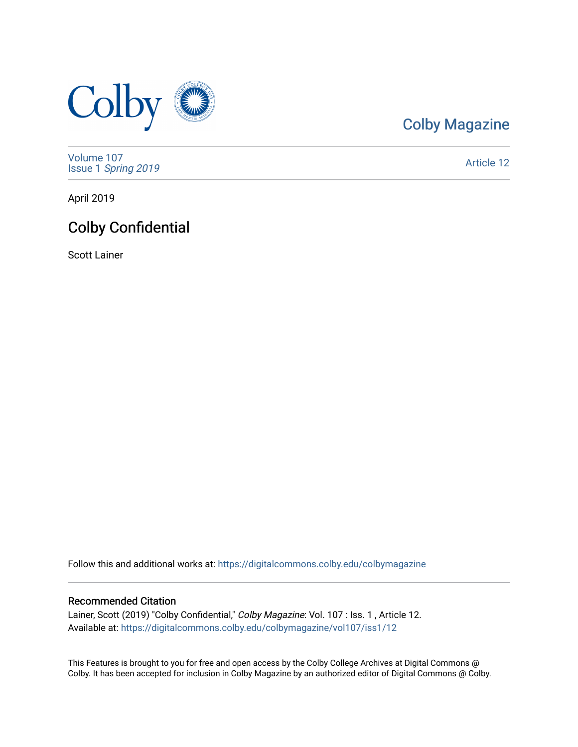Colby Magazine

Volume 107
Issue 1 *Spring 2019*

Article 12

April 2019

# Colby Confidential

Scott Lainer

Follow this and additional works at: https://digitalcommons.colby.edu/colbymagazine

## Recommended Citation

Lainer, Scott (2019) "Colby Confidential," *Colby Magazine*: Vol. 107 : Iss. 1 , Article 12.
Available at: https://digitalcommons.colby.edu/colbymagazine/vol107/iss1/12

This Features is brought to you for free and open access by the Colby College Archives at Digital Commons @ Colby. It has been accepted for inclusion in Colby Magazine by an authorized editor of Digital Commons @ Colby.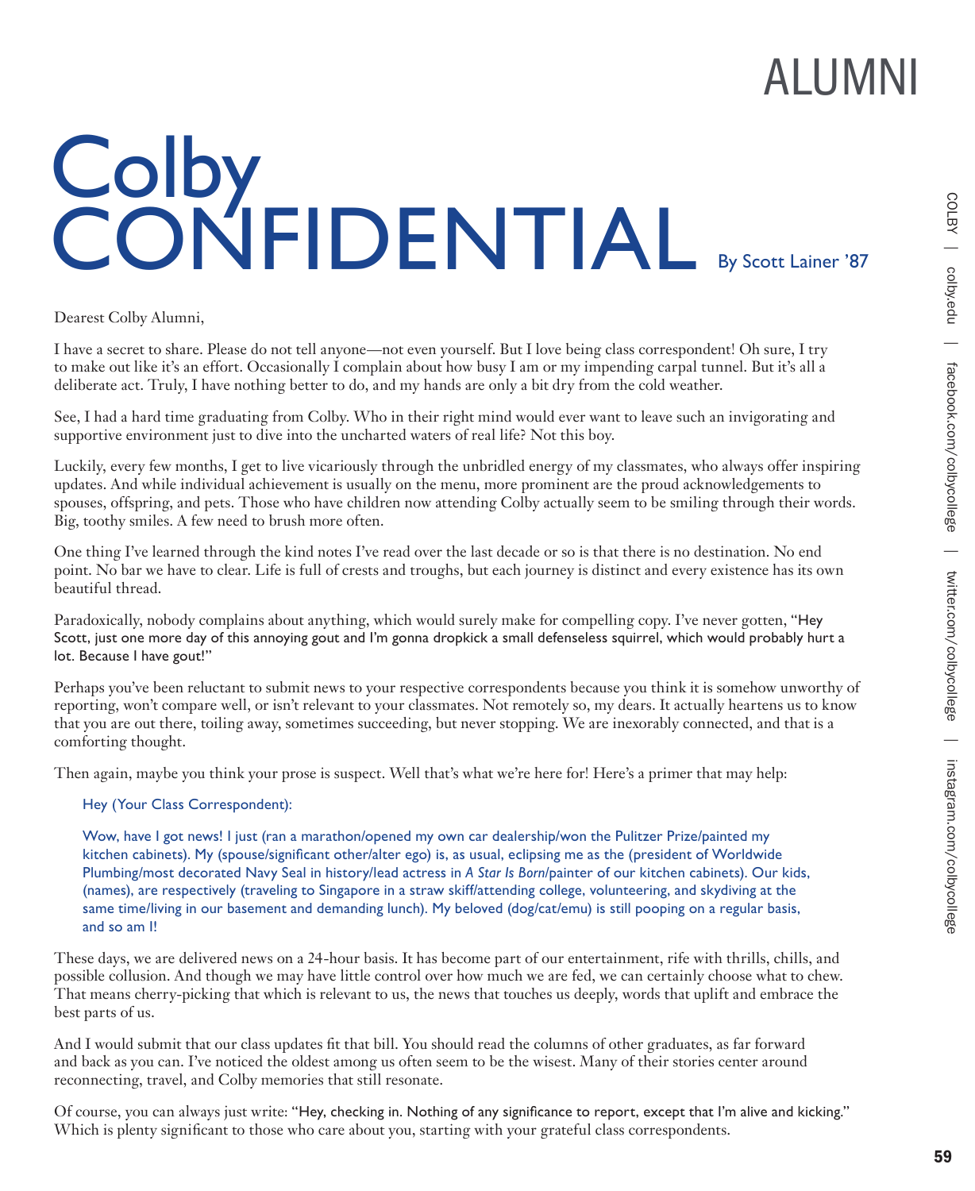# Colby CONFIDENTIAL

By Scott Lainer '87

Dearest Colby Alumni,

I have a secret to share. Please do not tell anyone—not even yourself. But I love being class correspondent! Oh sure, I try to make out like it's an effort. Occasionally I complain about how busy I am or my impending carpal tunnel. But it's all a deliberate act. Truly, I have nothing better to do, and my hands are only a bit dry from the cold weather.

See, I had a hard time graduating from Colby. Who in their right mind would ever want to leave such an invigorating and supportive environment just to dive into the uncharted waters of real life? Not this boy.

Luckily, every few months, I get to live vicariously through the unbridled energy of my classmates, who always offer inspiring updates. And while individual achievement is usually on the menu, more prominent are the proud acknowledgements to spouses, offspring, and pets. Those who have children now attending Colby actually seem to be smiling through their words. Big, toothy smiles. A few need to brush more often.

One thing I've learned through the kind notes I've read over the last decade or so is that there is no destination. No end point. No bar we have to clear. Life is full of crests and troughs, but each journey is distinct and every existence has its own beautiful thread.

Paradoxically, nobody complains about anything, which would surely make for compelling copy. I've never gotten, "Hey Scott, just one more day of this annoying gout and I'm gonna dropkick a small defenseless squirrel, which would probably hurt a lot. Because I have gout!"

Perhaps you've been reluctant to submit news to your respective correspondents because you think it is somehow unworthy of reporting, won't compare well, or isn't relevant to your classmates. Not remotely so, my dears. It actually heartens us to know that you are out there, toiling away, sometimes succeeding, but never stopping. We are inexorably connected, and that is a comforting thought.

Then again, maybe you think your prose is suspect. Well that's what we're here for! Here's a primer that may help:

> Hey (Your Class Correspondent):
>
> Wow, have I got news! I just (ran a marathon/opened my own car dealership/won the Pulitzer Prize/painted my kitchen cabinets). My (spouse/significant other/alter ego) is, as usual, eclipsing me as the (president of Worldwide Plumbing/most decorated Navy Seal in history/lead actress in *A Star Is Born*/painter of our kitchen cabinets). Our kids, (names), are respectively (traveling to Singapore in a straw skiff/attending college, volunteering, and skydiving at the same time/living in our basement and demanding lunch). My beloved (dog/cat/emu) is still pooping on a regular basis, and so am I!

These days, we are delivered news on a 24-hour basis. It has become part of our entertainment, rife with thrills, chills, and possible collusion. And though we may have little control over how much we are fed, we can certainly choose what to chew. That means cherry-picking that which is relevant to us, the news that touches us deeply, words that uplift and embrace the best parts of us.

And I would submit that our class updates fit that bill. You should read the columns of other graduates, as far forward and back as you can. I've noticed the oldest among us often seem to be the wisest. Many of their stories center around reconnecting, travel, and Colby memories that still resonate.

Of course, you can always just write: "Hey, checking in. Nothing of any significance to report, except that I'm alive and kicking." Which is plenty significant to those who care about you, starting with your grateful class correspondents.